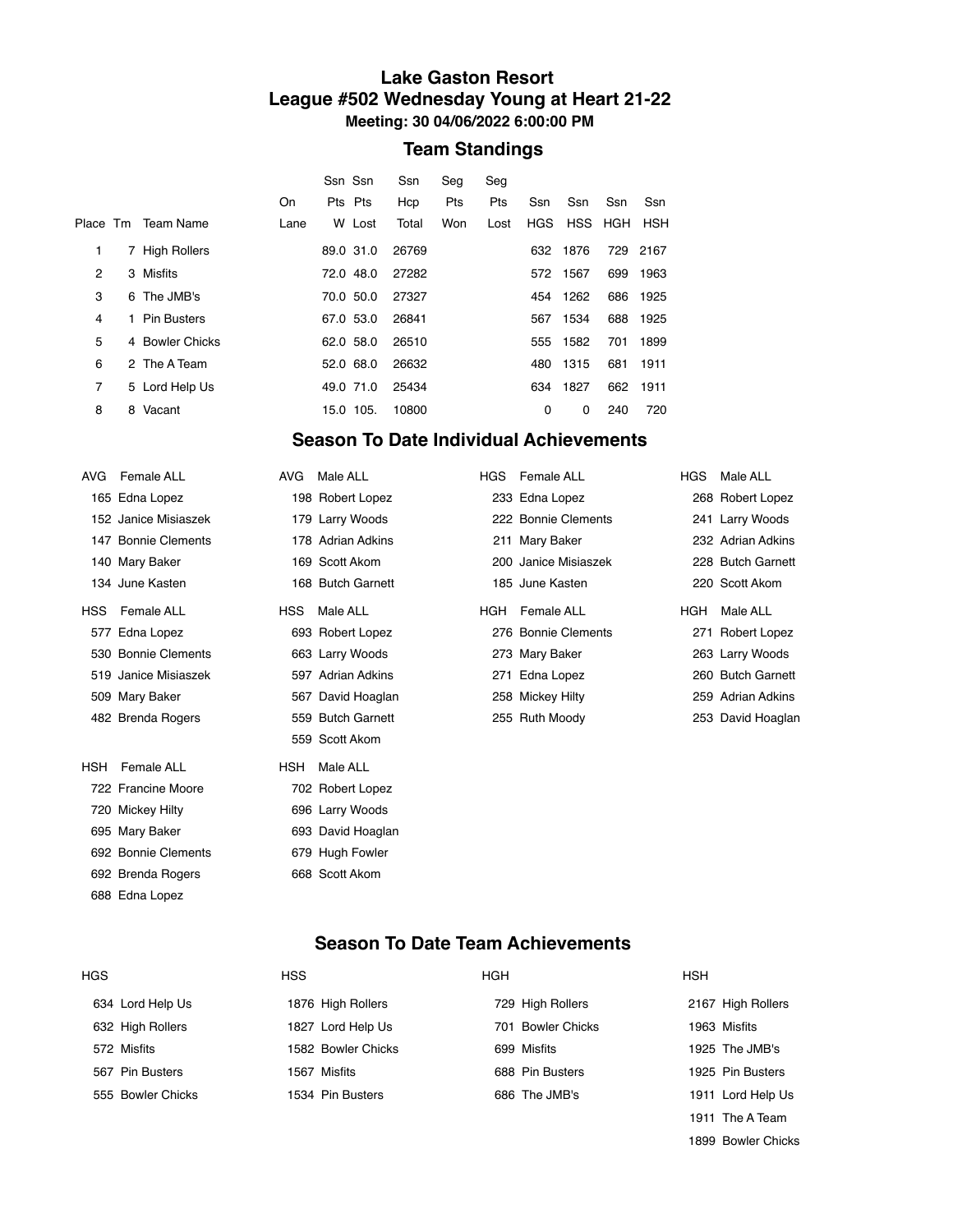# Lake Gaston Resort

## League #502 Wednesday Young at Heart 21-22

**Meeting: 30 04/06/2022 6:00:00 PM**

## Team Standings

| Place | Tm | Team Name | On Lane | Ssn Pts W | Ssn Pts Lost | Ssn Hcp Total | Seg Pts Won | Seg Pts Lost | Ssn HGS | Ssn HSS | Ssn HGH | Ssn HSH |
|---|---|---|---|---|---|---|---|---|---|---|---|---|
| 1 | 7 | High Rollers | | 89.0 | 31.0 | 26769 | | | 632 | 1876 | 729 | 2167 |
| 2 | 3 | Misfits | | 72.0 | 48.0 | 27282 | | | 572 | 1567 | 699 | 1963 |
| 3 | 6 | The JMB's | | 70.0 | 50.0 | 27327 | | | 454 | 1262 | 686 | 1925 |
| 4 | 1 | Pin Busters | | 67.0 | 53.0 | 26841 | | | 567 | 1534 | 688 | 1925 |
| 5 | 4 | Bowler Chicks | | 62.0 | 58.0 | 26510 | | | 555 | 1582 | 701 | 1899 |
| 6 | 2 | The A Team | | 52.0 | 68.0 | 26632 | | | 480 | 1315 | 681 | 1911 |
| 7 | 5 | Lord Help Us | | 49.0 | 71.0 | 25434 | | | 634 | 1827 | 662 | 1911 |
| 8 | 8 | Vacant | | 15.0 | 105. | 10800 | | | 0 | 0 | 240 | 720 |

## Season To Date Individual Achievements

**AVG Female ALL**
- 165 Edna Lopez
- 152 Janice Misiaszek
- 147 Bonnie Clements
- 140 Mary Baker
- 134 June Kasten

**HSS Female ALL**
- 577 Edna Lopez
- 530 Bonnie Clements
- 519 Janice Misiaszek
- 509 Mary Baker
- 482 Brenda Rogers

**HSH Female ALL**
- 722 Francine Moore
- 720 Mickey Hilty
- 695 Mary Baker
- 692 Bonnie Clements
- 692 Brenda Rogers
- 688 Edna Lopez

**AVG Male ALL**
- 198 Robert Lopez
- 179 Larry Woods
- 178 Adrian Adkins
- 169 Scott Akom
- 168 Butch Garnett

**HSS Male ALL**
- 693 Robert Lopez
- 663 Larry Woods
- 597 Adrian Adkins
- 567 David Hoaglan
- 559 Butch Garnett
- 559 Scott Akom

**HSH Male ALL**
- 702 Robert Lopez
- 696 Larry Woods
- 693 David Hoaglan
- 679 Hugh Fowler
- 668 Scott Akom

**HGS Female ALL**
- 233 Edna Lopez
- 222 Bonnie Clements
- 211 Mary Baker
- 200 Janice Misiaszek
- 185 June Kasten

**HGH Female ALL**
- 276 Bonnie Clements
- 273 Mary Baker
- 271 Edna Lopez
- 258 Mickey Hilty
- 255 Ruth Moody

**HGS Male ALL**
- 268 Robert Lopez
- 241 Larry Woods
- 232 Adrian Adkins
- 228 Butch Garnett
- 220 Scott Akom

**HGH Male ALL**
- 271 Robert Lopez
- 263 Larry Woods
- 260 Butch Garnett
- 259 Adrian Adkins
- 253 David Hoaglan

## Season To Date Team Achievements

**HGS**
- 634 Lord Help Us
- 632 High Rollers
- 572 Misfits
- 567 Pin Busters
- 555 Bowler Chicks

**HSS**
- 1876 High Rollers
- 1827 Lord Help Us
- 1582 Bowler Chicks
- 1567 Misfits
- 1534 Pin Busters

**HGH**
- 729 High Rollers
- 701 Bowler Chicks
- 699 Misfits
- 688 Pin Busters
- 686 The JMB's

**HSH**
- 2167 High Rollers
- 1963 Misfits
- 1925 The JMB's
- 1925 Pin Busters
- 1911 Lord Help Us
- 1911 The A Team
- 1899 Bowler Chicks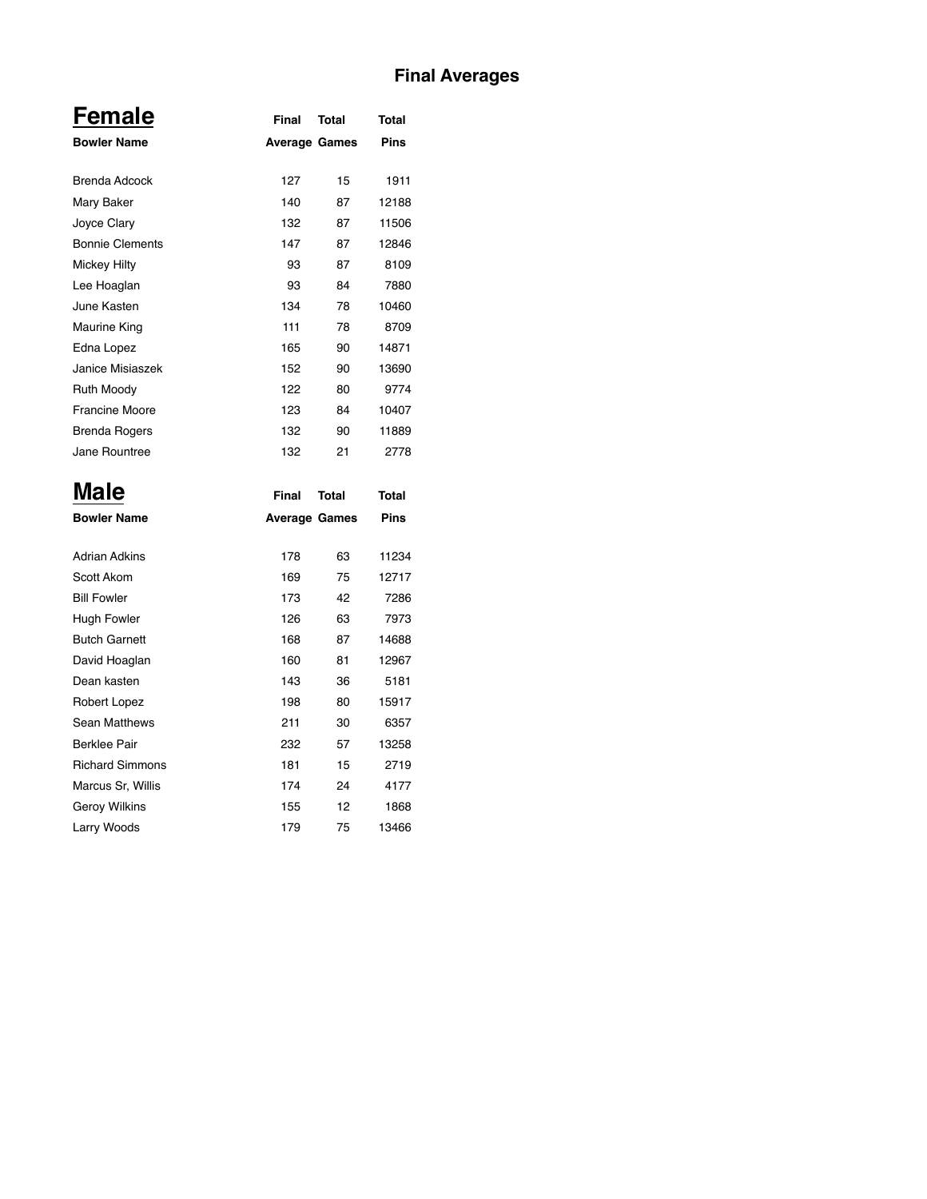# Final Averages

## Female

| Bowler Name | Final Average | Total Games | Total Pins |
|---|---|---|---|
| Brenda Adcock | 127 | 15 | 1911 |
| Mary Baker | 140 | 87 | 12188 |
| Joyce Clary | 132 | 87 | 11506 |
| Bonnie Clements | 147 | 87 | 12846 |
| Mickey Hilty | 93 | 87 | 8109 |
| Lee Hoaglan | 93 | 84 | 7880 |
| June Kasten | 134 | 78 | 10460 |
| Maurine King | 111 | 78 | 8709 |
| Edna Lopez | 165 | 90 | 14871 |
| Janice Misiaszek | 152 | 90 | 13690 |
| Ruth Moody | 122 | 80 | 9774 |
| Francine Moore | 123 | 84 | 10407 |
| Brenda Rogers | 132 | 90 | 11889 |
| Jane Rountree | 132 | 21 | 2778 |

## Male

| Bowler Name | Final Average | Total Games | Total Pins |
|---|---|---|---|
| Adrian Adkins | 178 | 63 | 11234 |
| Scott Akom | 169 | 75 | 12717 |
| Bill Fowler | 173 | 42 | 7286 |
| Hugh Fowler | 126 | 63 | 7973 |
| Butch Garnett | 168 | 87 | 14688 |
| David Hoaglan | 160 | 81 | 12967 |
| Dean kasten | 143 | 36 | 5181 |
| Robert Lopez | 198 | 80 | 15917 |
| Sean Matthews | 211 | 30 | 6357 |
| Berklee Pair | 232 | 57 | 13258 |
| Richard Simmons | 181 | 15 | 2719 |
| Marcus Sr, Willis | 174 | 24 | 4177 |
| Geroy Wilkins | 155 | 12 | 1868 |
| Larry Woods | 179 | 75 | 13466 |